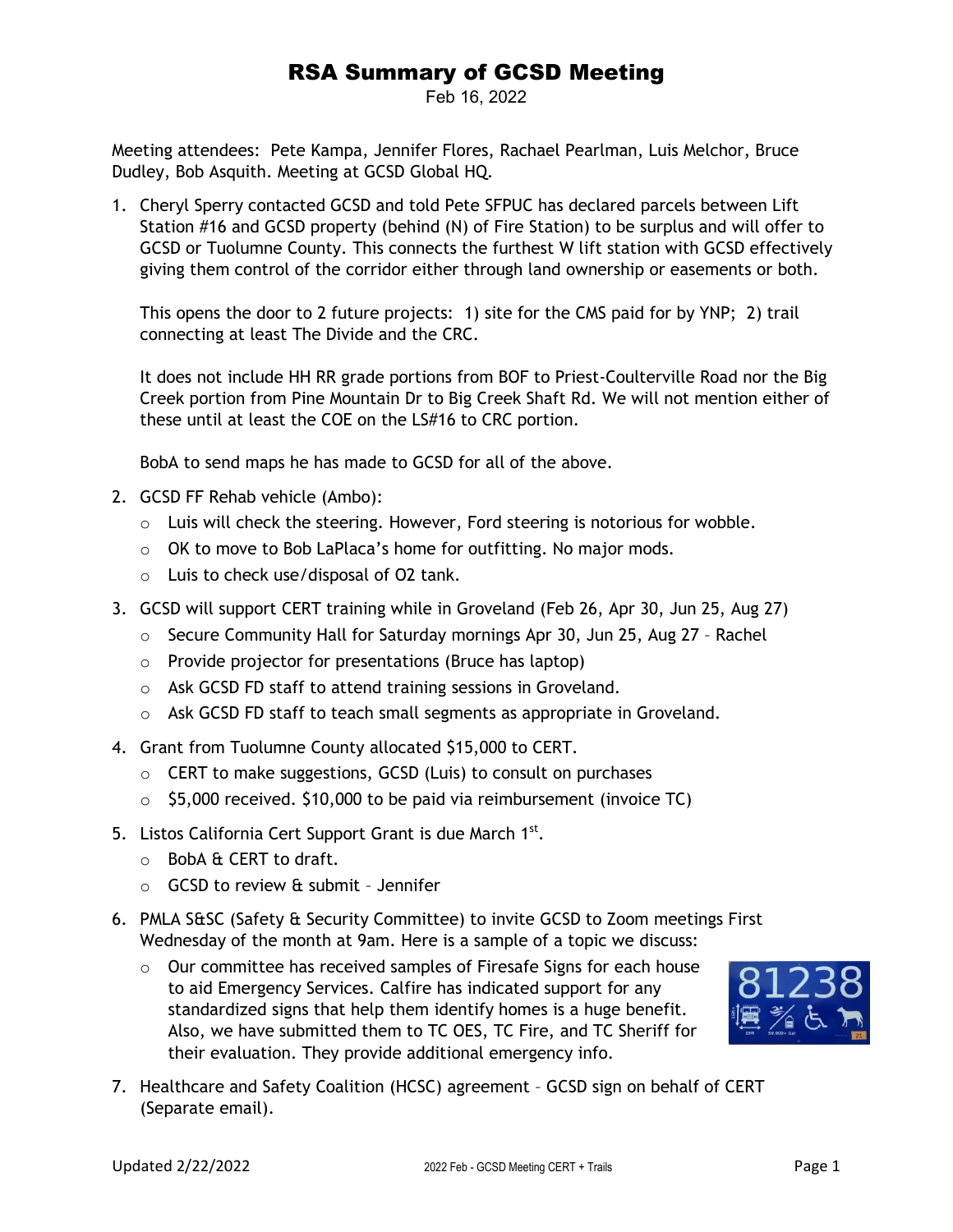# RSA Summary of GCSD Meeting

Feb 16, 2022

Meeting attendees: Pete Kampa, Jennifer Flores, Rachael Pearlman, Luis Melchor, Bruce Dudley, Bob Asquith. Meeting at GCSD Global HQ.

1. Cheryl Sperry contacted GCSD and told Pete SFPUC has declared parcels between Lift Station #16 and GCSD property (behind (N) of Fire Station) to be surplus and will offer to GCSD or Tuolumne County. This connects the furthest W lift station with GCSD effectively giving them control of the corridor either through land ownership or easements or both.

   This opens the door to 2 future projects: 1) site for the CMS paid for by YNP; 2) trail connecting at least The Divide and the CRC.

   It does not include HH RR grade portions from BOF to Priest-Coulterville Road nor the Big Creek portion from Pine Mountain Dr to Big Creek Shaft Rd. We will not mention either of these until at least the COE on the LS#16 to CRC portion.

   BobA to send maps he has made to GCSD for all of the above.

2. GCSD FF Rehab vehicle (Ambo):
   - Luis will check the steering. However, Ford steering is notorious for wobble.
   - OK to move to Bob LaPlaca's home for outfitting. No major mods.
   - Luis to check use/disposal of O2 tank.

3. GCSD will support CERT training while in Groveland (Feb 26, Apr 30, Jun 25, Aug 27)
   - Secure Community Hall for Saturday mornings Apr 30, Jun 25, Aug 27 – Rachel
   - Provide projector for presentations (Bruce has laptop)
   - Ask GCSD FD staff to attend training sessions in Groveland.
   - Ask GCSD FD staff to teach small segments as appropriate in Groveland.

4. Grant from Tuolumne County allocated $15,000 to CERT.
   - CERT to make suggestions, GCSD (Luis) to consult on purchases
   - $5,000 received. $10,000 to be paid via reimbursement (invoice TC)

5. Listos California Cert Support Grant is due March 1st.
   - BobA & CERT to draft.
   - GCSD to review & submit – Jennifer

6. PMLA S&SC (Safety & Security Committee) to invite GCSD to Zoom meetings First Wednesday of the month at 9am. Here is a sample of a topic we discuss:
   - Our committee has received samples of Firesafe Signs for each house to aid Emergency Services. Calfire has indicated support for any standardized signs that help them identify homes is a huge benefit. Also, we have submitted them to TC OES, TC Fire, and TC Sheriff for their evaluation. They provide additional emergency info.

7. Healthcare and Safety Coalition (HCSC) agreement – GCSD sign on behalf of CERT (Separate email).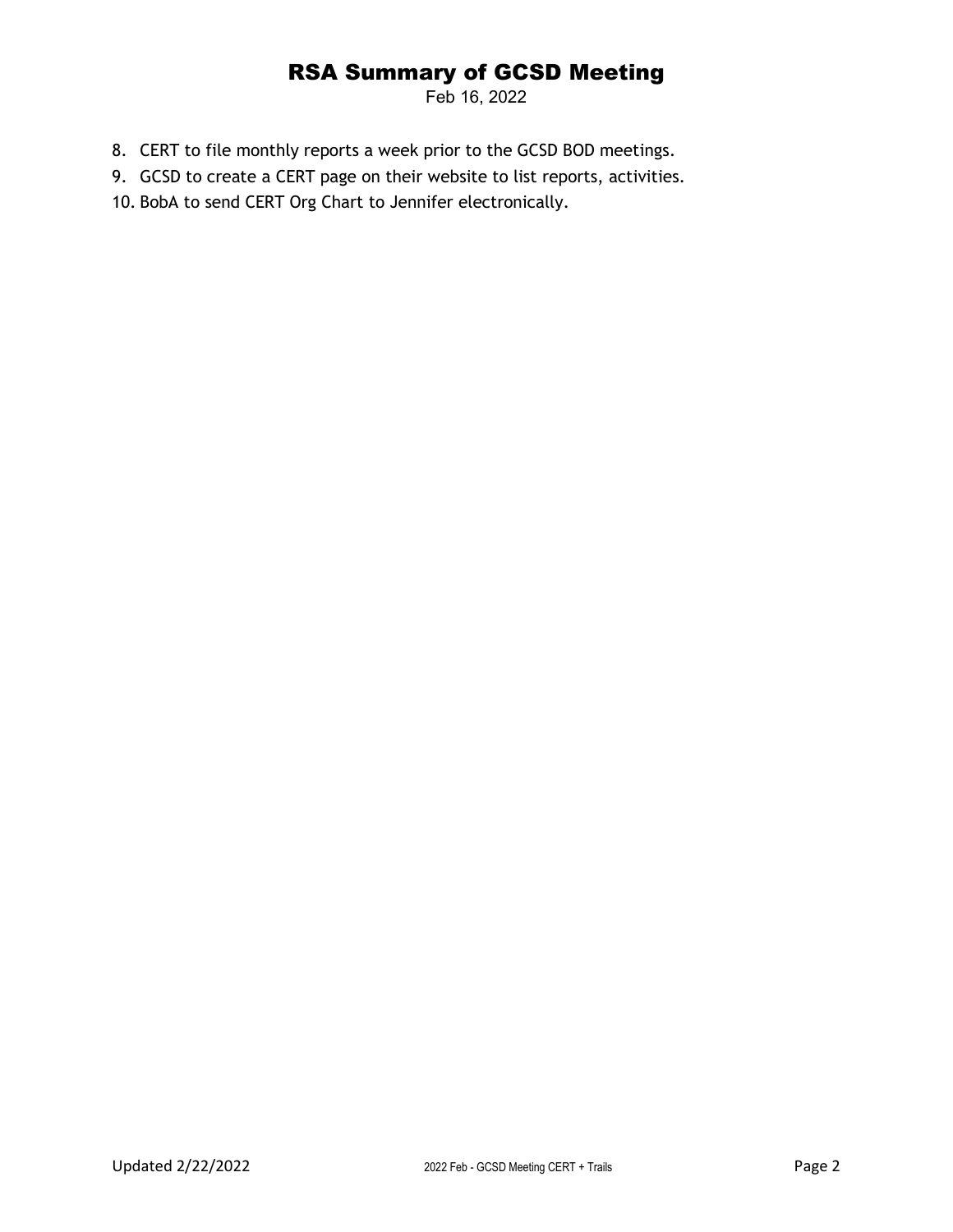8. CERT to file monthly reports a week prior to the GCSD BOD meetings.
9. GCSD to create a CERT page on their website to list reports, activities.
10. BobA to send CERT Org Chart to Jennifer electronically.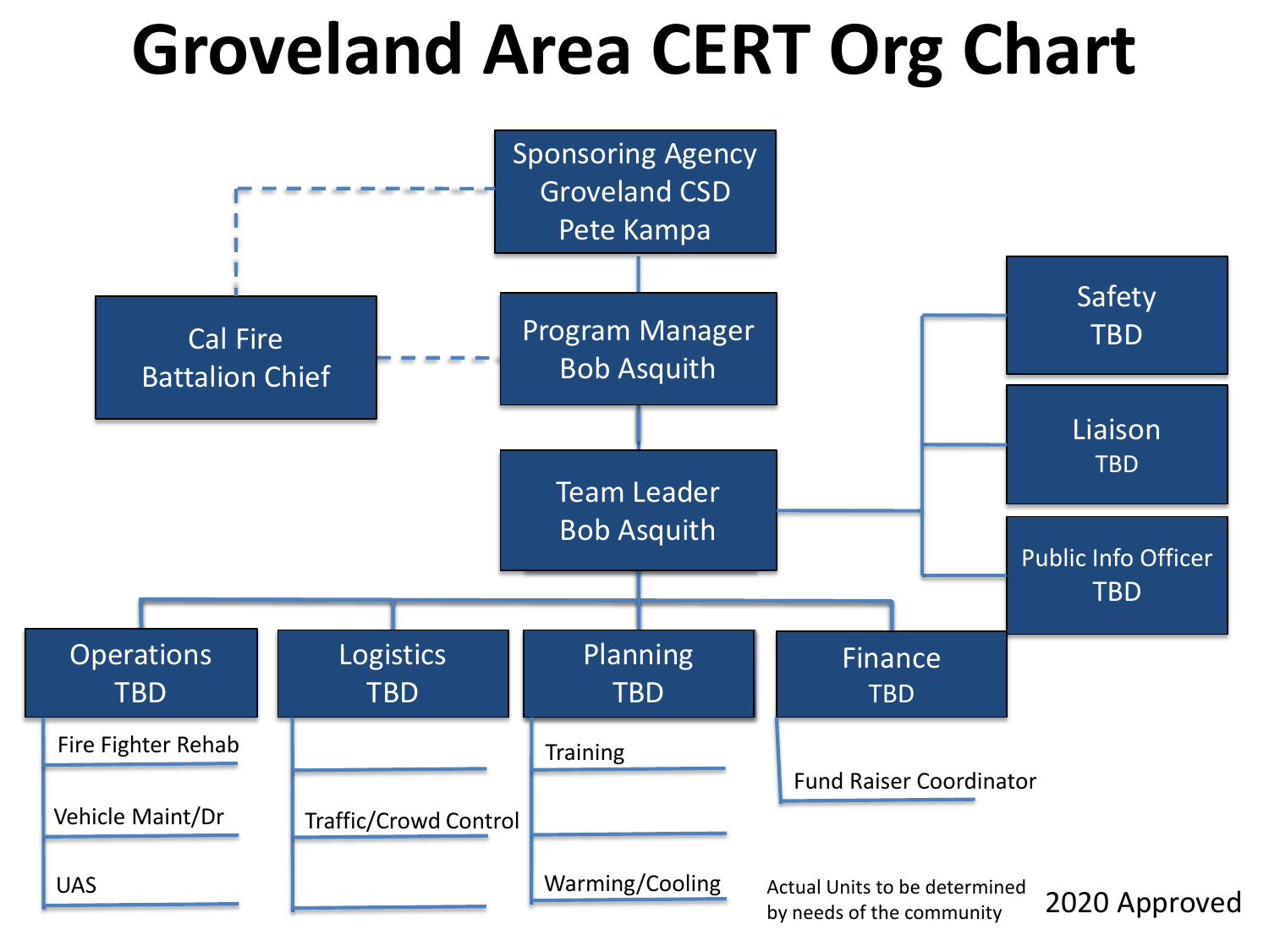# Groveland Area CERT Org Chart

Sponsoring Agency
Groveland CSD
Pete Kampa

Cal Fire
Battalion Chief

Program Manager
Bob Asquith

Team Leader
Bob Asquith

Safety
TBD

Liaison
TBD

Public Info Officer
TBD

Operations
TBD

- Fire Fighter Rehab
- Vehicle Maint/Dr
- UAS

Logistics
TBD

- Traffic/Crowd Control

Planning
TBD

- Training
- Warming/Cooling

Finance
TBD

- Fund Raiser Coordinator

Actual Units to be determined by needs of the community

2020 Approved